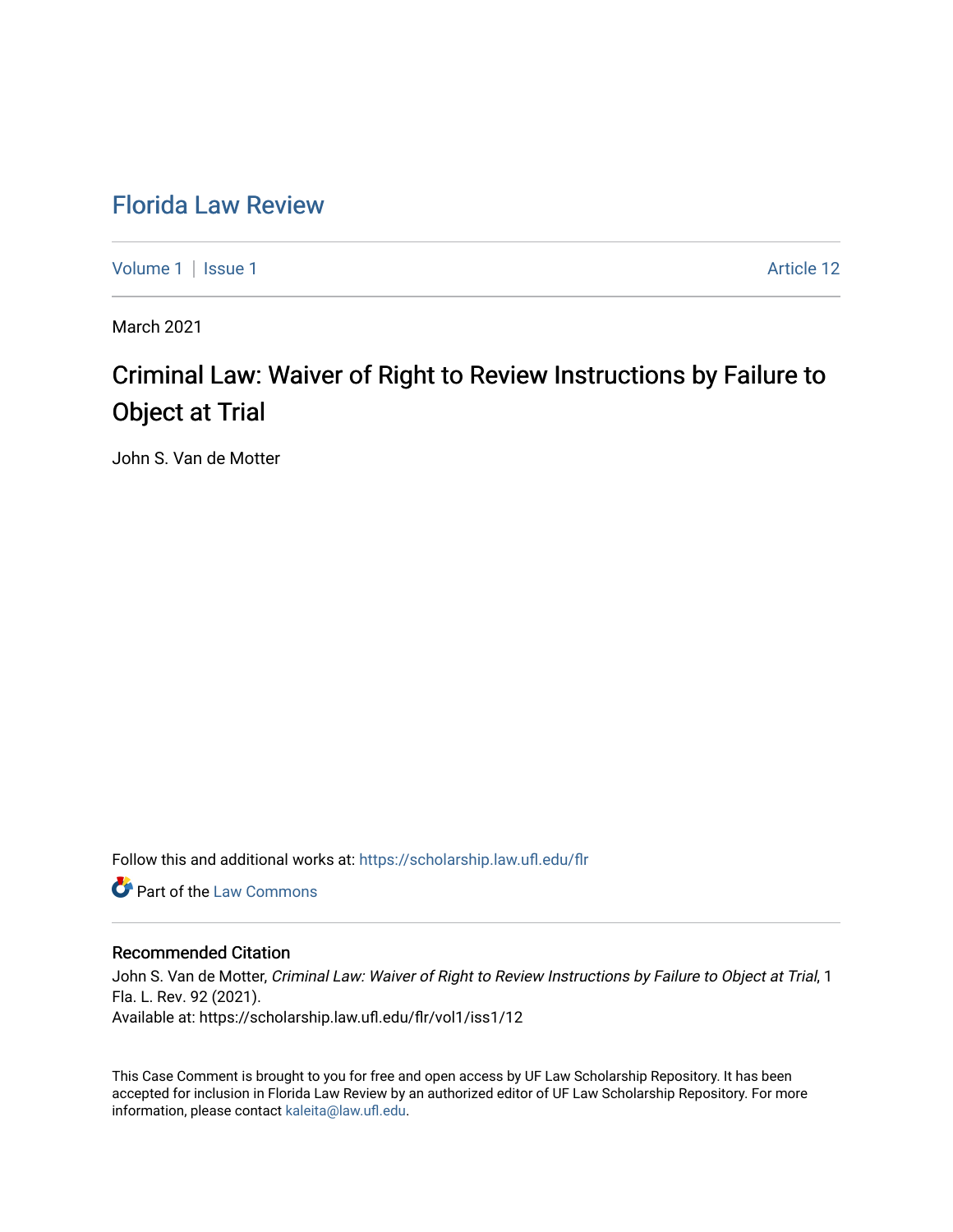# Florida Law Review

Volume 1 | Issue 1 Article 12

March 2021

## Criminal Law: Waiver of Right to Review Instructions by Failure to Object at Trial

John S. Van de Motter

Follow this and additional works at: https://scholarship.law.ufl.edu/flr

Part of the Law Commons

### Recommended Citation

John S. Van de Motter, *Criminal Law: Waiver of Right to Review Instructions by Failure to Object at Trial*, 1 Fla. L. Rev. 92 (2021).
Available at: https://scholarship.law.ufl.edu/flr/vol1/iss1/12

This Case Comment is brought to you for free and open access by UF Law Scholarship Repository. It has been accepted for inclusion in Florida Law Review by an authorized editor of UF Law Scholarship Repository. For more information, please contact kaleita@law.ufl.edu.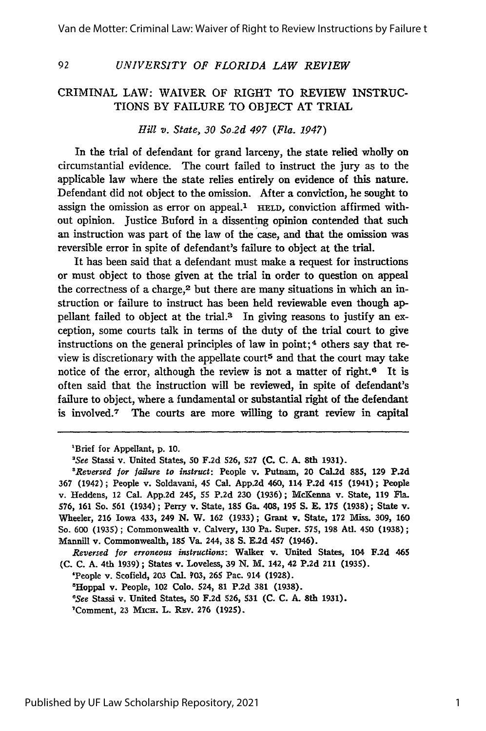## CRIMINAL LAW: WAIVER OF RIGHT TO REVIEW INSTRUCTIONS BY FAILURE TO OBJECT AT TRIAL

*Hill v. State, 30 So.2d 497 (Fla. 1947)*

In the trial of defendant for grand larceny, the state relied wholly on circumstantial evidence. The court failed to instruct the jury as to the applicable law where the state relies entirely on evidence of this nature. Defendant did not object to the omission. After a conviction, he sought to assign the omission as error on appeal.[1] HELD, conviction affirmed without opinion. Justice Buford in a dissenting opinion contended that such an instruction was part of the law of the case, and that the omission was reversible error in spite of defendant's failure to object at the trial.

It has been said that a defendant must make a request for instructions or must object to those given at the trial in order to question on appeal the correctness of a charge,[2] but there are many situations in which an instruction or failure to instruct has been held reviewable even though appellant failed to object at the trial.[3] In giving reasons to justify an exception, some courts talk in terms of the duty of the trial court to give instructions on the general principles of law in point;[4] others say that review is discretionary with the appellate court[5] and that the court may take notice of the error, although the review is not a matter of right.[6] It is often said that the instruction will be reviewed, in spite of defendant's failure to object, where a fundamental or substantial right of the defendant is involved.[7] The courts are more willing to grant review in capital

---

[1]Brief for Appellant, p. 10.

[2]*See* Stassi v. United States, 50 F.2d 526, 527 (C. C. A. 8th 1931).

[3]*Reversed for failure to instruct*: People v. Putnam, 20 Cal.2d 885, 129 P.2d 367 (1942); People v. Soldavani, 45 Cal. App.2d 460, 114 P.2d 415 (1941); People v. Heddens, 12 Cal. App.2d 245, 55 P.2d 230 (1936); McKenna v. State, 119 Fla. 576, 161 So. 561 (1934); Perry v. State, 185 Ga. 408, 195 S. E. 175 (1938); State v. Wheeler, 216 Iowa 433, 249 N. W. 162 (1933); Grant v. State, 172 Miss. 309, 160 So. 600 (1935); Commonwealth v. Calvery, 130 Pa. Super. 575, 198 Atl. 450 (1938); Mannill v. Commonwealth, 185 Va. 244, 38 S. E.2d 457 (1946).

*Reversed for erroneous instructions*: Walker v. United States, 104 F.2d 465 (C. C. A. 4th 1939); States v. Loveless, 39 N. M. 142, 42 P.2d 211 (1935).

[4]People v. Scofield, 203 Cal. 703, 265 Pac. 914 (1928).

[5]Hoppal v. People, 102 Colo. 524, 81 P.2d 381 (1938).

[6]*See* Stassi v. United States, 50 F.2d 526, 531 (C. C. A. 8th 1931).

[7]Comment, 23 MICH. L. REV. 276 (1925).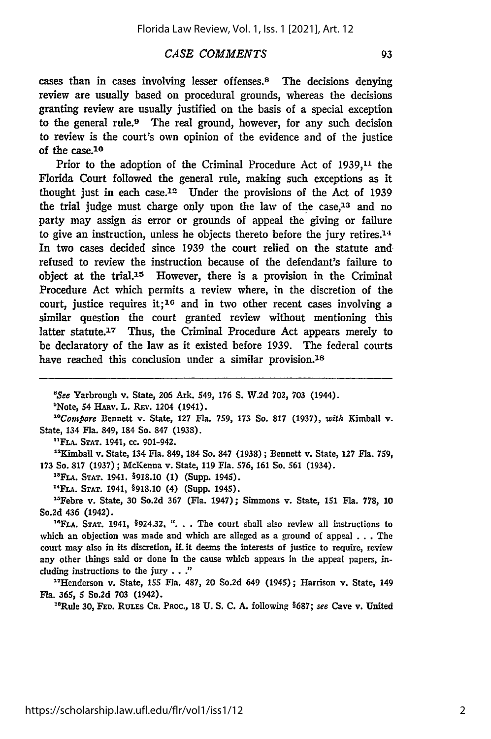cases than in cases involving lesser offenses.[8] The decisions denying review are usually based on procedural grounds, whereas the decisions granting review are usually justified on the basis of a special exception to the general rule.[9] The real ground, however, for any such decision to review is the court's own opinion of the evidence and of the justice of the case.[10]

Prior to the adoption of the Criminal Procedure Act of 1939,[11] the Florida Court followed the general rule, making such exceptions as it thought just in each case.[12] Under the provisions of the Act of 1939 the trial judge must charge only upon the law of the case,[13] and no party may assign as error or grounds of appeal the giving or failure to give an instruction, unless he objects thereto before the jury retires.[14] In two cases decided since 1939 the court relied on the statute and refused to review the instruction because of the defendant's failure to object at the trial.[15] However, there is a provision in the Criminal Procedure Act which permits a review where, in the discretion of the court, justice requires it;[16] and in two other recent cases involving a similar question the court granted review without mentioning this latter statute.[17] Thus, the Criminal Procedure Act appears merely to be declaratory of the law as it existed before 1939. The federal courts have reached this conclusion under a similar provision.[18]

---

[8]*See* Yarbrough v. State, 206 Ark. 549, 176 S. W.2d 702, 703 (1944).

[9]Note, 54 HARV. L. REV. 1204 (1941).

[10]*Compare* Bennett v. State, 127 Fla. 759, 173 So. 817 (1937), *with* Kimball v. State, 134 Fla. 849, 184 So. 847 (1938).

[11]FLA. STAT. 1941, cc. 901-942.

[12]Kimball v. State, 134 Fla. 849, 184 So. 847 (1938); Bennett v. State, 127 Fla. 759, 173 So. 817 (1937); McKenna v. State, 119 Fla. 576, 161 So. 561 (1934).

[13]FLA. STAT. 1941, §918.10 (1) (Supp. 1945).

[14]FLA. STAT. 1941, §918.10 (4) (Supp. 1945).

[15]Febre v. State, 30 So.2d 367 (Fla. 1947); Simmons v. State, 151 Fla. 778, 10 So.2d 436 (1942).

[16]FLA. STAT. 1941, §924.32, ". . . The court shall also review all instructions to which an objection was made and which are alleged as a ground of appeal . . . The court may also in its discretion, if it deems the interests of justice to require, review any other things said or done in the cause which appears in the appeal papers, including instructions to the jury . . ."

[17]Henderson v. State, 155 Fla. 487, 20 So.2d 649 (1945); Harrison v. State, 149 Fla. 365, 5 So.2d 703 (1942).

[18]Rule 30, FED. RULES CR. PROC., 18 U. S. C. A. following §687; *see* Cave v. United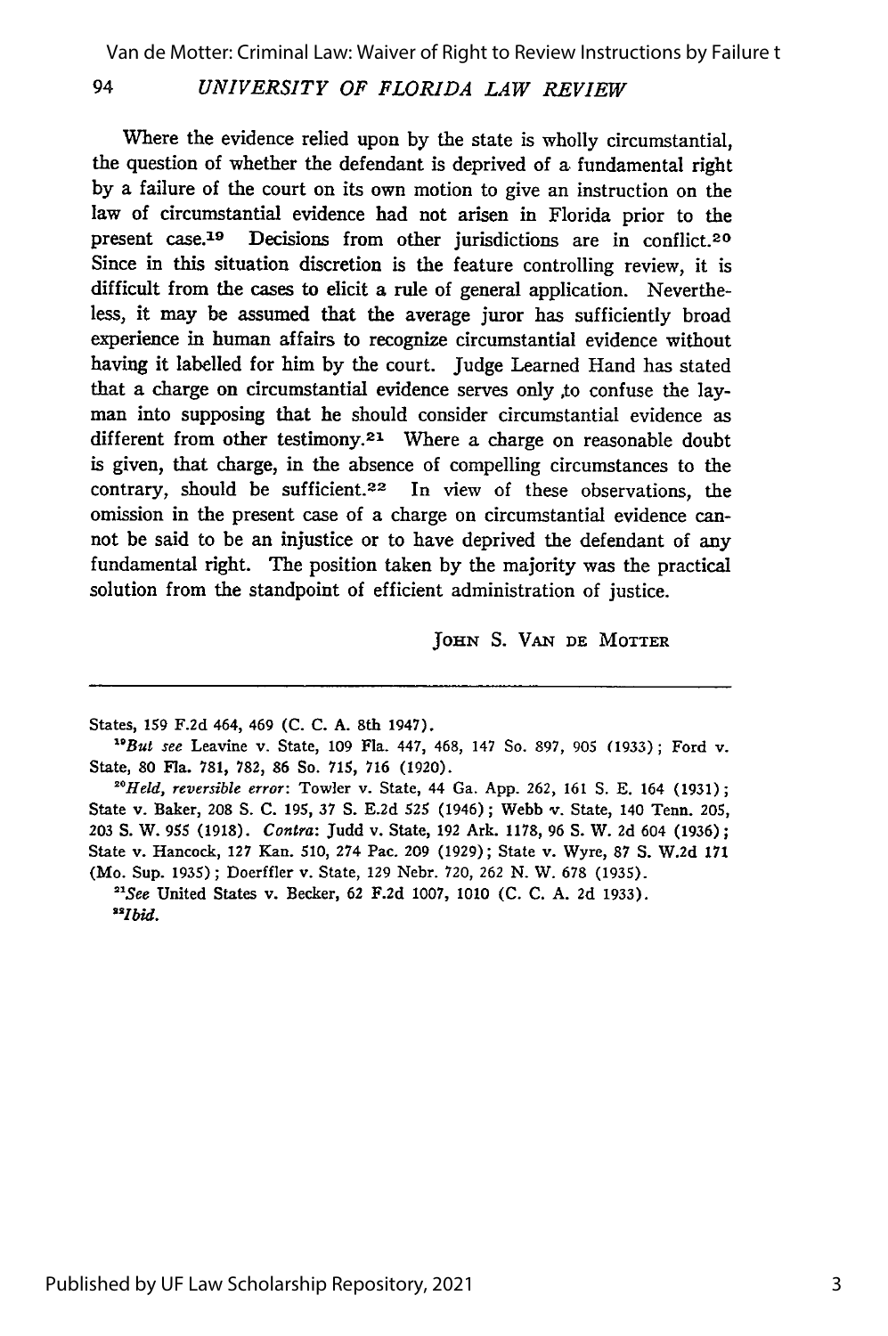Where the evidence relied upon by the state is wholly circumstantial, the question of whether the defendant is deprived of a fundamental right by a failure of the court on its own motion to give an instruction on the law of circumstantial evidence had not arisen in Florida prior to the present case.[19] Decisions from other jurisdictions are in conflict.[20] Since in this situation discretion is the feature controlling review, it is difficult from the cases to elicit a rule of general application. Nevertheless, it may be assumed that the average juror has sufficiently broad experience in human affairs to recognize circumstantial evidence without having it labelled for him by the court. Judge Learned Hand has stated that a charge on circumstantial evidence serves only to confuse the layman into supposing that he should consider circumstantial evidence as different from other testimony.[21] Where a charge on reasonable doubt is given, that charge, in the absence of compelling circumstances to the contrary, should be sufficient.[22] In view of these observations, the omission in the present case of a charge on circumstantial evidence cannot be said to be an injustice or to have deprived the defendant of any fundamental right. The position taken by the majority was the practical solution from the standpoint of efficient administration of justice.

JOHN S. VAN DE MOTTER

---

States, 159 F.2d 464, 469 (C. C. A. 8th 1947).

[19]*But see* Leavine v. State, 109 Fla. 447, 468, 147 So. 897, 905 (1933); Ford v. State, 80 Fla. 781, 782, 86 So. 715, 716 (1920).

[20]*Held, reversible error*: Towler v. State, 44 Ga. App. 262, 161 S. E. 164 (1931); State v. Baker, 208 S. C. 195, 37 S. E.2d 525 (1946); Webb v. State, 140 Tenn. 205, 203 S. W. 955 (1918). *Contra*: Judd v. State, 192 Ark. 1178, 96 S. W. 2d 604 (1936); State v. Hancock, 127 Kan. 510, 274 Pac. 209 (1929); State v. Wyre, 87 S. W.2d 171 (Mo. Sup. 1935); Doerffler v. State, 129 Nebr. 720, 262 N. W. 678 (1935).

[21]*See* United States v. Becker, 62 F.2d 1007, 1010 (C. C. A. 2d 1933).

[22]*Ibid.*